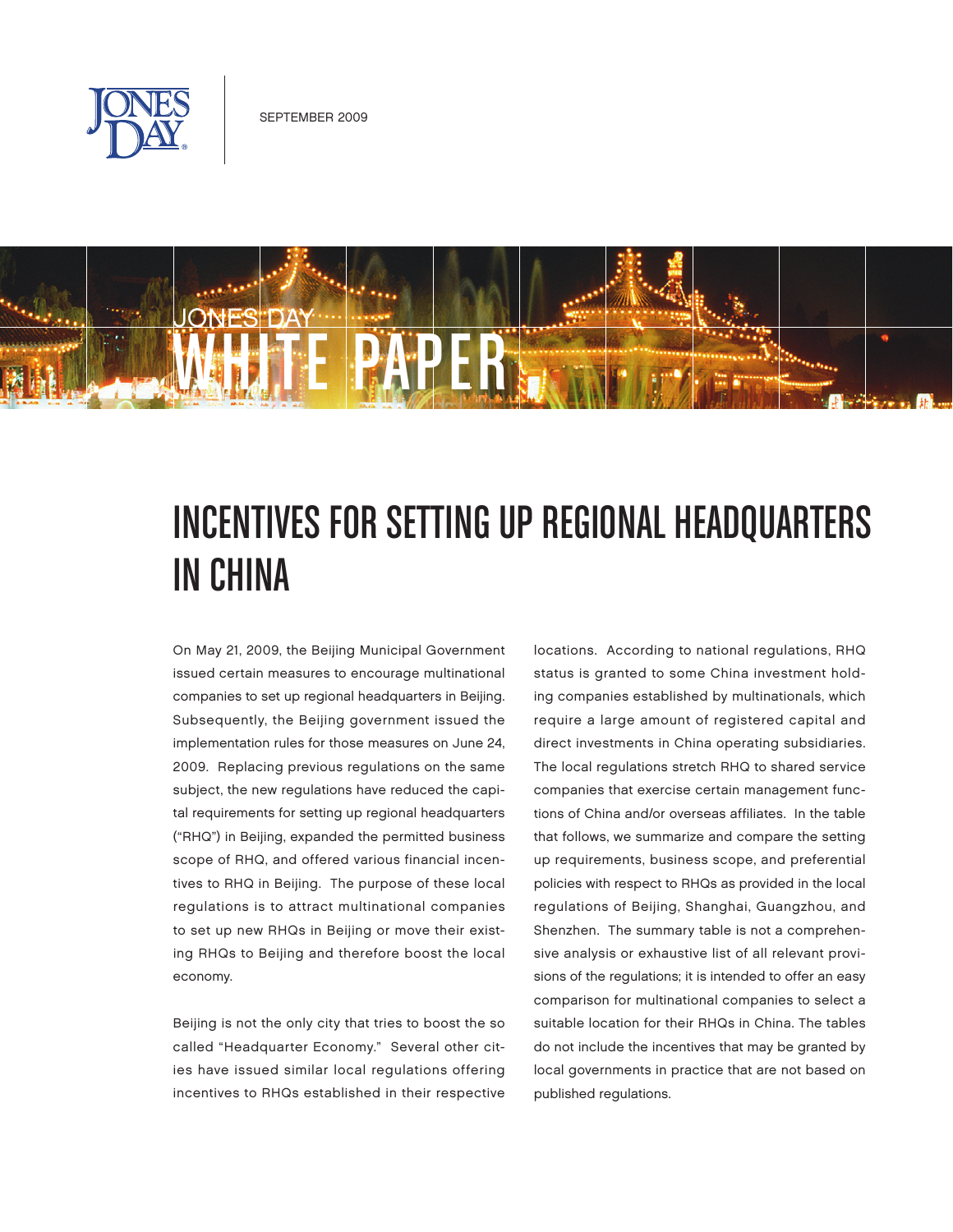SEPTEMBER 2009

JONES DAY

WHITE PAPER

# INCENTIVES FOR SETTING UP REGIONAL HEADQUARTERS IN CHINA

On May 21, 2009, the Beijing Municipal Government issued certain measures to encourage multinational companies to set up regional headquarters in Beijing. Subsequently, the Beijing government issued the implementation rules for those measures on June 24, 2009. Replacing previous regulations on the same subject, the new regulations have reduced the capital requirements for setting up regional headquarters ("RHQ") in Beijing, expanded the permitted business scope of RHQ, and offered various financial incentives to RHQ in Beijing. The purpose of these local regulations is to attract multinational companies to set up new RHQs in Beijing or move their existing RHQs to Beijing and therefore boost the local economy.

Beijing is not the only city that tries to boost the so called "Headquarter Economy." Several other cities have issued similar local regulations offering incentives to RHQs established in their respective locations. According to national regulations, RHQ status is granted to some China investment holding companies established by multinationals, which require a large amount of registered capital and direct investments in China operating subsidiaries. The local regulations stretch RHQ to shared service companies that exercise certain management functions of China and/or overseas affiliates. In the table that follows, we summarize and compare the setting up requirements, business scope, and preferential policies with respect to RHQs as provided in the local regulations of Beijing, Shanghai, Guangzhou, and Shenzhen. The summary table is not a comprehensive analysis or exhaustive list of all relevant provisions of the regulations; it is intended to offer an easy comparison for multinational companies to select a suitable location for their RHQs in China. The tables do not include the incentives that may be granted by local governments in practice that are not based on published regulations.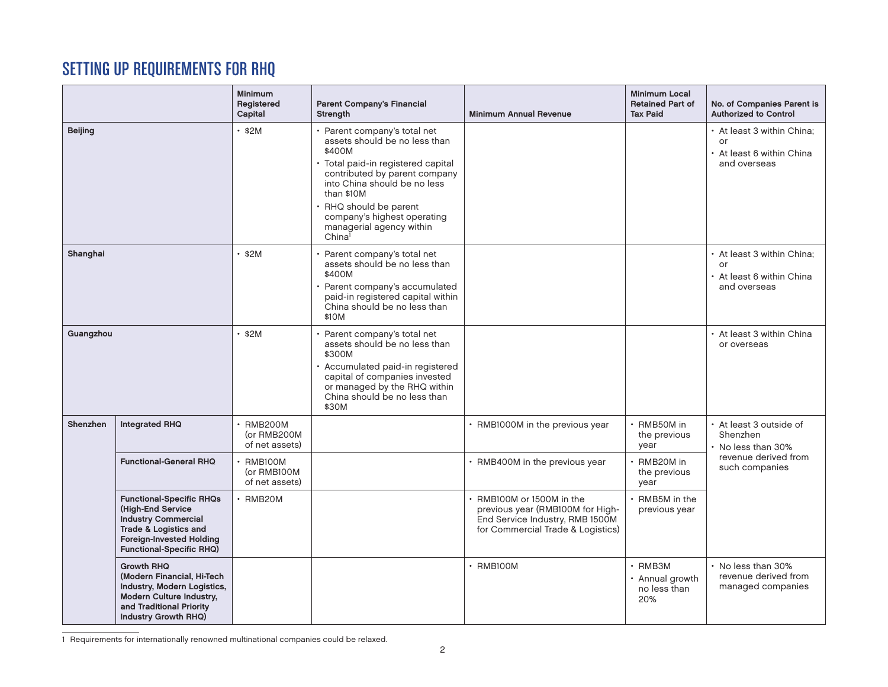## SETTING UP REQUIREMENTS FOR RHQ

| | | Minimum Registered Capital | Parent Company's Financial Strength | Minimum Annual Revenue | Minimum Local Retained Part of Tax Paid | No. of Companies Parent is Authorized to Control |
|---|---|---|---|---|---|---|
| **Beijing** | | • $2M | • Parent company's total net assets should be no less than $400M<br>• Total paid-in registered capital contributed by parent company into China should be no less than $10M<br>• RHQ should be parent company's highest operating managerial agency within China[1] | | | • At least 3 within China; or<br>• At least 6 within China and overseas |
| **Shanghai** | | • $2M | • Parent company's total net assets should be no less than $400M<br>• Parent company's accumulated paid-in registered capital within China should be no less than $10M | | | • At least 3 within China; or<br>• At least 6 within China and overseas |
| **Guangzhou** | | • $2M | • Parent company's total net assets should be no less than $300M<br>• Accumulated paid-in registered capital of companies invested or managed by the RHQ within China should be no less than $30M | | | • At least 3 within China or overseas |
| **Shenzhen** | **Integrated RHQ** | • RMB200M (or RMB200M of net assets) | | • RMB1000M in the previous year | • RMB50M in the previous year | • At least 3 outside of Shenzhen<br>• No less than 30% revenue derived from such companies |
| | **Functional-General RHQ** | • RMB100M (or RMB100M of net assets) | | • RMB400M in the previous year | • RMB20M in the previous year | |
| | **Functional-Specific RHQs (High-End Service Industry Commercial Trade & Logistics and Foreign-Invested Holding Functional-Specific RHQ)** | • RMB20M | | • RMB100M or 1500M in the previous year (RMB100M for High-End Service Industry, RMB 1500M for Commercial Trade & Logistics) | • RMB5M in the previous year | |
| | **Growth RHQ (Modern Financial, Hi-Tech Industry, Modern Logistics, Modern Culture Industry, and Traditional Priority Industry Growth RHQ)** | | | • RMB100M | • RMB3M<br>• Annual growth no less than 20% | • No less than 30% revenue derived from managed companies |

1 Requirements for internationally renowned multinational companies could be relaxed.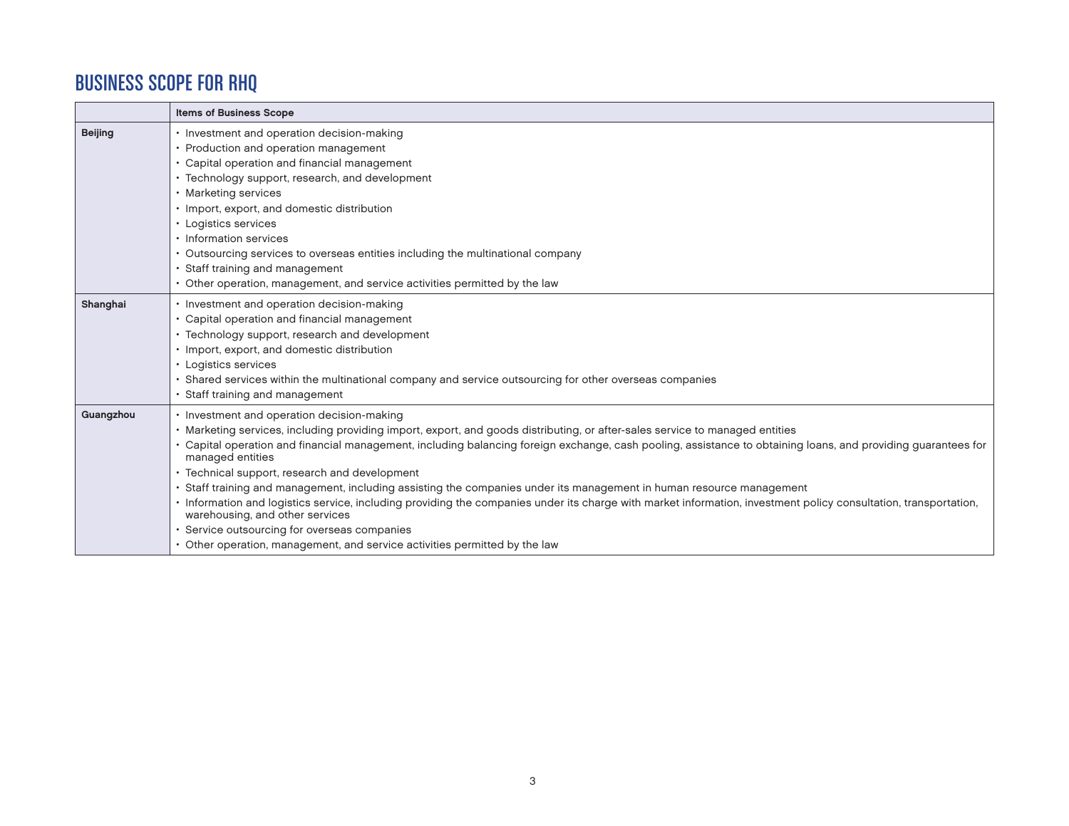## BUSINESS SCOPE FOR RHQ

| | Items of Business Scope |
|---|---|
| **Beijing** | • Investment and operation decision-making<br>• Production and operation management<br>• Capital operation and financial management<br>• Technology support, research, and development<br>• Marketing services<br>• Import, export, and domestic distribution<br>• Logistics services<br>• Information services<br>• Outsourcing services to overseas entities including the multinational company<br>• Staff training and management<br>• Other operation, management, and service activities permitted by the law |
| **Shanghai** | • Investment and operation decision-making<br>• Capital operation and financial management<br>• Technology support, research and development<br>• Import, export, and domestic distribution<br>• Logistics services<br>• Shared services within the multinational company and service outsourcing for other overseas companies<br>• Staff training and management |
| **Guangzhou** | • Investment and operation decision-making<br>• Marketing services, including providing import, export, and goods distributing, or after-sales service to managed entities<br>• Capital operation and financial management, including balancing foreign exchange, cash pooling, assistance to obtaining loans, and providing guarantees for managed entities<br>• Technical support, research and development<br>• Staff training and management, including assisting the companies under its management in human resource management<br>• Information and logistics service, including providing the companies under its charge with market information, investment policy consultation, transportation, warehousing, and other services<br>• Service outsourcing for overseas companies<br>• Other operation, management, and service activities permitted by the law |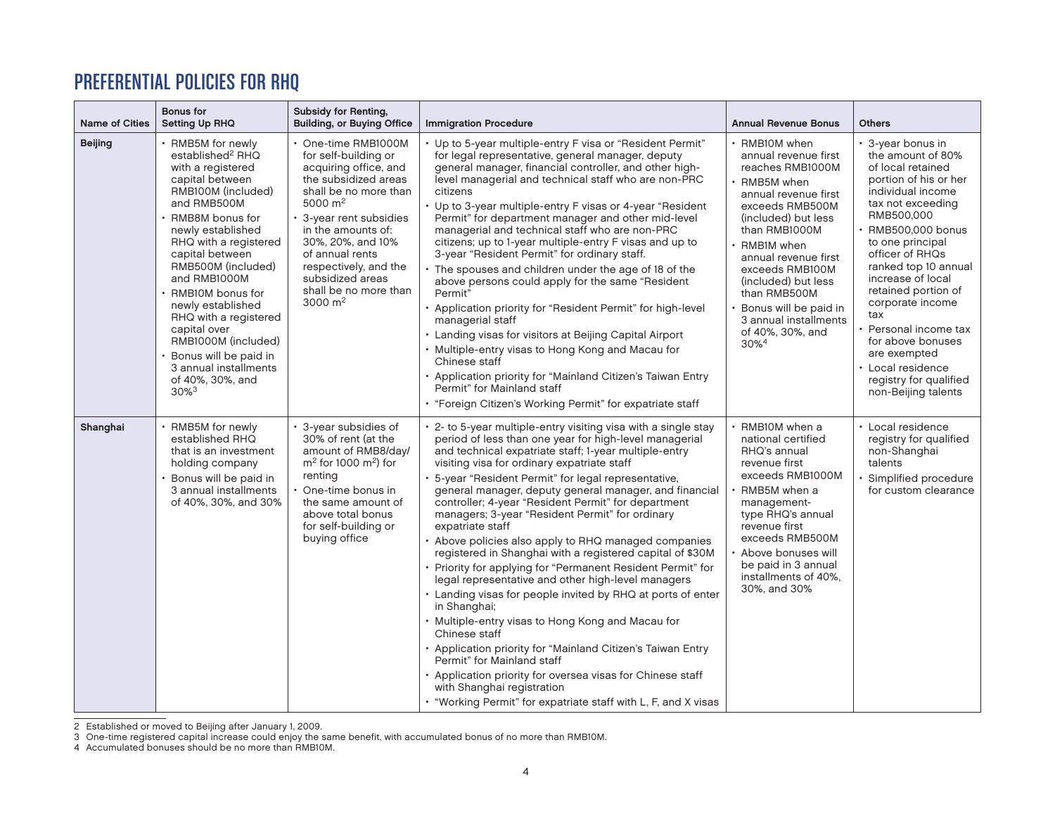# PREFERENTIAL POLICIES FOR RHQ

| Name of Cities | Bonus for Setting Up RHQ | Subsidy for Renting, Building, or Buying Office | Immigration Procedure | Annual Revenue Bonus | Others |
|---|---|---|---|---|---|
| **Beijing** | • RMB5M for newly established[2] RHQ with a registered capital between RMB100M (included) and RMB500M<br>• RMB8M bonus for newly established RHQ with a registered capital between RMB500M (included) and RMB1000M<br>• RMB10M bonus for newly established RHQ with a registered capital over RMB1000M (included)<br>• Bonus will be paid in 3 annual installments of 40%, 30%, and 30%[3] | • One-time RMB1000M for self-building or acquiring office, and the subsidized areas shall be no more than 5000 $m^2$<br>• 3-year rent subsidies in the amounts of: 30%, 20%, and 10% of annual rents respectively, and the subsidized areas shall be no more than 3000 $m^2$ | • Up to 5-year multiple-entry F visa or "Resident Permit" for legal representative, general manager, deputy general manager, financial controller, and other high-level managerial and technical staff who are non-PRC citizens<br>• Up to 3-year multiple-entry F visas or 4-year "Resident Permit" for department manager and other mid-level managerial and technical staff who are non-PRC citizens; up to 1-year multiple-entry F visas and up to 3-year "Resident Permit" for ordinary staff.<br>• The spouses and children under the age of 18 of the above persons could apply for the same "Resident Permit"<br>• Application priority for "Resident Permit" for high-level managerial staff<br>• Landing visas for visitors at Beijing Capital Airport<br>• Multiple-entry visas to Hong Kong and Macau for Chinese staff<br>• Application priority for "Mainland Citizen's Taiwan Entry Permit" for Mainland staff<br>• "Foreign Citizen's Working Permit" for expatriate staff | • RMB10M when annual revenue first reaches RMB1000M<br>• RMB5M when annual revenue first exceeds RMB500M (included) but less than RMB1000M<br>• RMB1M when annual revenue first exceeds RMB100M (included) but less than RMB500M<br>• Bonus will be paid in 3 annual installments of 40%, 30%, and 30%[4] | • 3-year bonus in the amount of 80% of local retained portion of his or her individual income tax not exceeding RMB500,000<br>• RMB500,000 bonus to one principal officer of RHQs ranked top 10 annual increase of local retained portion of corporate income tax<br>• Personal income tax for above bonuses are exempted<br>• Local residence registry for qualified non-Beijing talents |
| **Shanghai** | • RMB5M for newly established RHQ that is an investment holding company<br>• Bonus will be paid in 3 annual installments of 40%, 30%, and 30% | • 3-year subsidies of 30% of rent (at the amount of RMB8/day/ $m^2$ for 1000 $m^2$) for renting<br>• One-time bonus in the same amount of above total bonus for self-building or buying office | • 2- to 5-year multiple-entry visiting visa with a single stay period of less than one year for high-level managerial and technical expatriate staff; 1-year multiple-entry visiting visa for ordinary expatriate staff<br>• 5-year "Resident Permit" for legal representative, general manager, deputy general manager, and financial controller; 4-year "Resident Permit" for department managers; 3-year "Resident Permit" for ordinary expatriate staff<br>• Above policies also apply to RHQ managed companies registered in Shanghai with a registered capital of $30M<br>• Priority for applying for "Permanent Resident Permit" for legal representative and other high-level managers<br>• Landing visas for people invited by RHQ at ports of enter in Shanghai;<br>• Multiple-entry visas to Hong Kong and Macau for Chinese staff<br>• Application priority for "Mainland Citizen's Taiwan Entry Permit" for Mainland staff<br>• Application priority for oversea visas for Chinese staff with Shanghai registration<br>• "Working Permit" for expatriate staff with L, F, and X visas | • RMB10M when a national certified RHQ's annual revenue first exceeds RMB1000M<br>• RMB5M when a management-type RHQ's annual revenue first exceeds RMB500M<br>• Above bonuses will be paid in 3 annual installments of 40%, 30%, and 30% | • Local residence registry for qualified non-Shanghai talents<br>• Simplified procedure for custom clearance |

2 Established or moved to Beijing after January 1, 2009.

3 One-time registered capital increase could enjoy the same benefit, with accumulated bonus of no more than RMB10M.

4 Accumulated bonuses should be no more than RMB10M.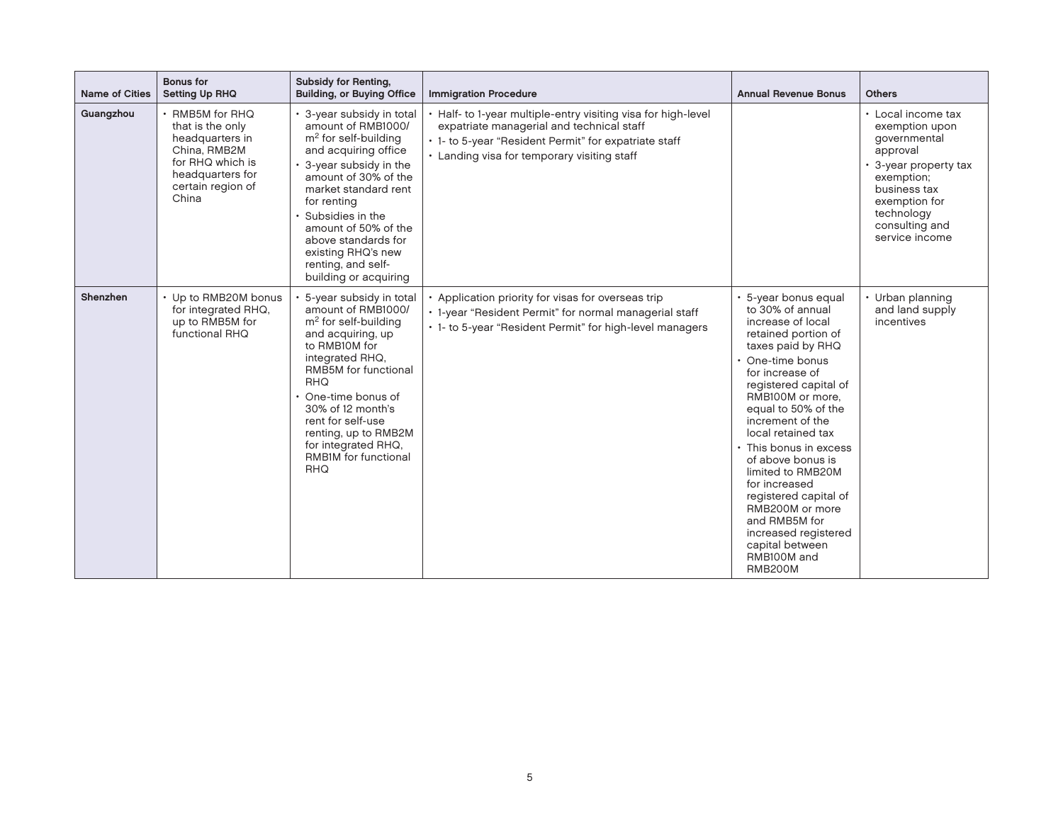| Name of Cities | Bonus for Setting Up RHQ | Subsidy for Renting, Building, or Buying Office | Immigration Procedure | Annual Revenue Bonus | Others |
|---|---|---|---|---|---|
| **Guangzhou** | • RMB5M for RHQ that is the only headquarters in China, RMB2M for RHQ which is headquarters for certain region of China | • 3-year subsidy in total amount of RMB1000/$m^2$ for self-building and acquiring office<br>• 3-year subsidy in the amount of 30% of the market standard rent for renting<br>• Subsidies in the amount of 50% of the above standards for existing RHQ's new renting, and self-building or acquiring | • Half- to 1-year multiple-entry visiting visa for high-level expatriate managerial and technical staff<br>• 1- to 5-year "Resident Permit" for expatriate staff<br>• Landing visa for temporary visiting staff | | • Local income tax exemption upon governmental approval<br>• 3-year property tax exemption; business tax exemption for technology consulting and service income |
| **Shenzhen** | • Up to RMB20M bonus for integrated RHQ, up to RMB5M for functional RHQ | • 5-year subsidy in total amount of RMB1000/$m^2$ for self-building and acquiring, up to RMB10M for integrated RHQ, RMB5M for functional RHQ<br>• One-time bonus of 30% of 12 month's rent for self-use renting, up to RMB2M for integrated RHQ, RMB1M for functional RHQ | • Application priority for visas for overseas trip<br>• 1-year "Resident Permit" for normal managerial staff<br>• 1- to 5-year "Resident Permit" for high-level managers | • 5-year bonus equal to 30% of annual increase of local retained portion of taxes paid by RHQ<br>• One-time bonus for increase of registered capital of RMB100M or more, equal to 50% of the increment of the local retained tax<br>• This bonus in excess of above bonus is limited to RMB20M for increased registered capital of RMB200M or more and RMB5M for increased registered capital between RMB100M and RMB200M | • Urban planning and land supply incentives |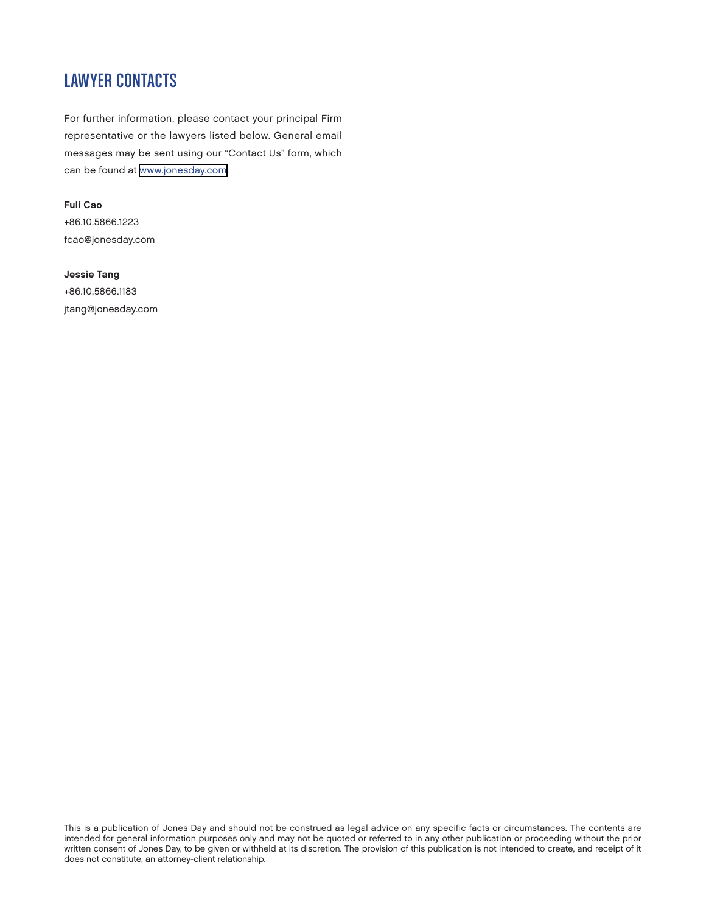## LAWYER CONTACTS

For further information, please contact your principal Firm representative or the lawyers listed below. General email messages may be sent using our "Contact Us" form, which can be found at www.jonesday.com.

**Fuli Cao**
+86.10.5866.1223
fcao@jonesday.com

**Jessie Tang**
+86.10.5866.1183
jtang@jonesday.com

This is a publication of Jones Day and should not be construed as legal advice on any specific facts or circumstances. The contents are intended for general information purposes only and may not be quoted or referred to in any other publication or proceeding without the prior written consent of Jones Day, to be given or withheld at its discretion. The provision of this publication is not intended to create, and receipt of it does not constitute, an attorney-client relationship.